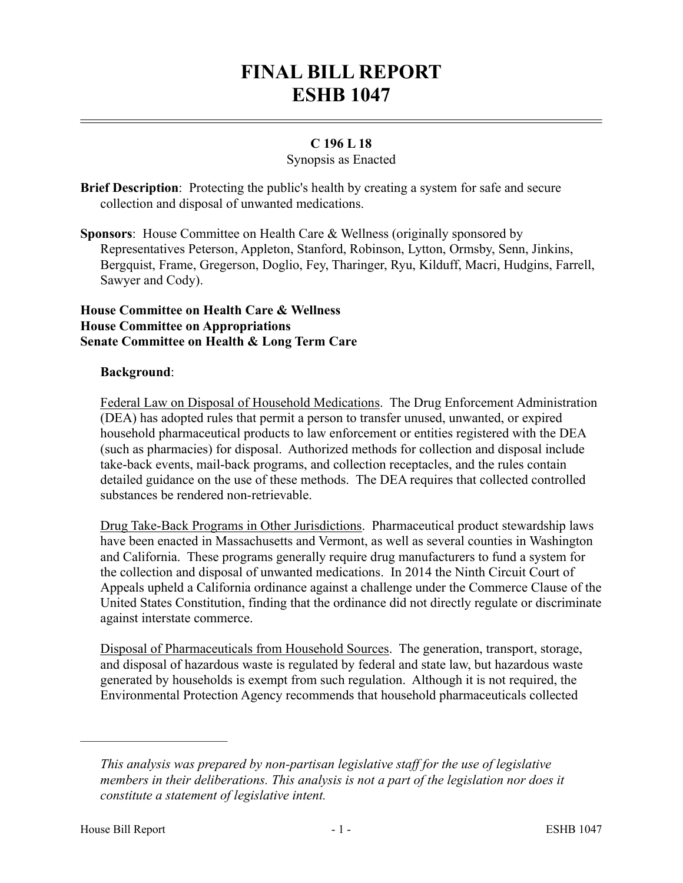# FINAL BILL REPORT
# ESHB 1047

**C 196 L 18**

Synopsis as Enacted

**Brief Description**: Protecting the public's health by creating a system for safe and secure collection and disposal of unwanted medications.

**Sponsors**: House Committee on Health Care & Wellness (originally sponsored by Representatives Peterson, Appleton, Stanford, Robinson, Lytton, Ormsby, Senn, Jinkins, Bergquist, Frame, Gregerson, Doglio, Fey, Tharinger, Ryu, Kilduff, Macri, Hudgins, Farrell, Sawyer and Cody).

**House Committee on Health Care & Wellness**
**House Committee on Appropriations**
**Senate Committee on Health & Long Term Care**

**Background**:

Federal Law on Disposal of Household Medications. The Drug Enforcement Administration (DEA) has adopted rules that permit a person to transfer unused, unwanted, or expired household pharmaceutical products to law enforcement or entities registered with the DEA (such as pharmacies) for disposal. Authorized methods for collection and disposal include take-back events, mail-back programs, and collection receptacles, and the rules contain detailed guidance on the use of these methods. The DEA requires that collected controlled substances be rendered non-retrievable.

Drug Take-Back Programs in Other Jurisdictions. Pharmaceutical product stewardship laws have been enacted in Massachusetts and Vermont, as well as several counties in Washington and California. These programs generally require drug manufacturers to fund a system for the collection and disposal of unwanted medications. In 2014 the Ninth Circuit Court of Appeals upheld a California ordinance against a challenge under the Commerce Clause of the United States Constitution, finding that the ordinance did not directly regulate or discriminate against interstate commerce.

Disposal of Pharmaceuticals from Household Sources. The generation, transport, storage, and disposal of hazardous waste is regulated by federal and state law, but hazardous waste generated by households is exempt from such regulation. Although it is not required, the Environmental Protection Agency recommends that household pharmaceuticals collected

---

*This analysis was prepared by non-partisan legislative staff for the use of legislative members in their deliberations. This analysis is not a part of the legislation nor does it constitute a statement of legislative intent.*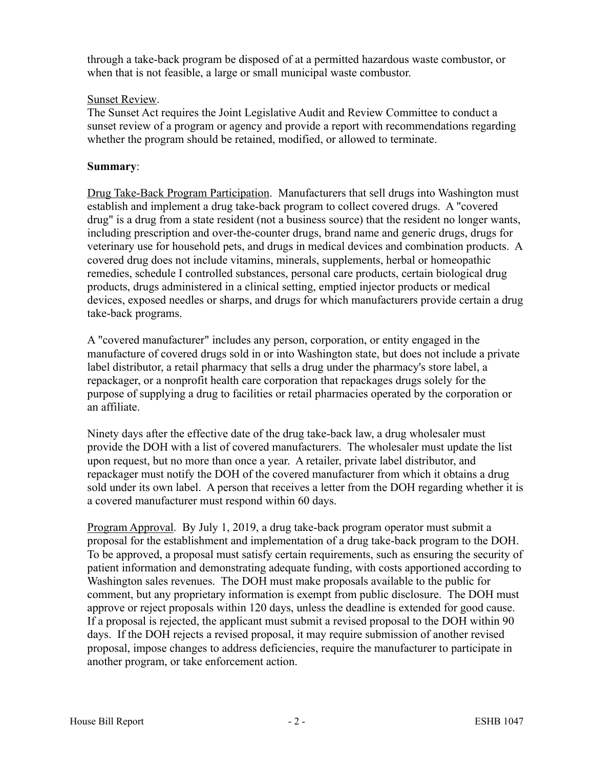through a take-back program be disposed of at a permitted hazardous waste combustor, or when that is not feasible, a large or small municipal waste combustor.

Sunset Review.
The Sunset Act requires the Joint Legislative Audit and Review Committee to conduct a sunset review of a program or agency and provide a report with recommendations regarding whether the program should be retained, modified, or allowed to terminate.

**Summary**:

Drug Take-Back Program Participation. Manufacturers that sell drugs into Washington must establish and implement a drug take-back program to collect covered drugs. A "covered drug" is a drug from a state resident (not a business source) that the resident no longer wants, including prescription and over-the-counter drugs, brand name and generic drugs, drugs for veterinary use for household pets, and drugs in medical devices and combination products. A covered drug does not include vitamins, minerals, supplements, herbal or homeopathic remedies, schedule I controlled substances, personal care products, certain biological drug products, drugs administered in a clinical setting, emptied injector products or medical devices, exposed needles or sharps, and drugs for which manufacturers provide certain a drug take-back programs.

A "covered manufacturer" includes any person, corporation, or entity engaged in the manufacture of covered drugs sold in or into Washington state, but does not include a private label distributor, a retail pharmacy that sells a drug under the pharmacy's store label, a repackager, or a nonprofit health care corporation that repackages drugs solely for the purpose of supplying a drug to facilities or retail pharmacies operated by the corporation or an affiliate.

Ninety days after the effective date of the drug take-back law, a drug wholesaler must provide the DOH with a list of covered manufacturers. The wholesaler must update the list upon request, but no more than once a year. A retailer, private label distributor, and repackager must notify the DOH of the covered manufacturer from which it obtains a drug sold under its own label. A person that receives a letter from the DOH regarding whether it is a covered manufacturer must respond within 60 days.

Program Approval. By July 1, 2019, a drug take-back program operator must submit a proposal for the establishment and implementation of a drug take-back program to the DOH. To be approved, a proposal must satisfy certain requirements, such as ensuring the security of patient information and demonstrating adequate funding, with costs apportioned according to Washington sales revenues. The DOH must make proposals available to the public for comment, but any proprietary information is exempt from public disclosure. The DOH must approve or reject proposals within 120 days, unless the deadline is extended for good cause. If a proposal is rejected, the applicant must submit a revised proposal to the DOH within 90 days. If the DOH rejects a revised proposal, it may require submission of another revised proposal, impose changes to address deficiencies, require the manufacturer to participate in another program, or take enforcement action.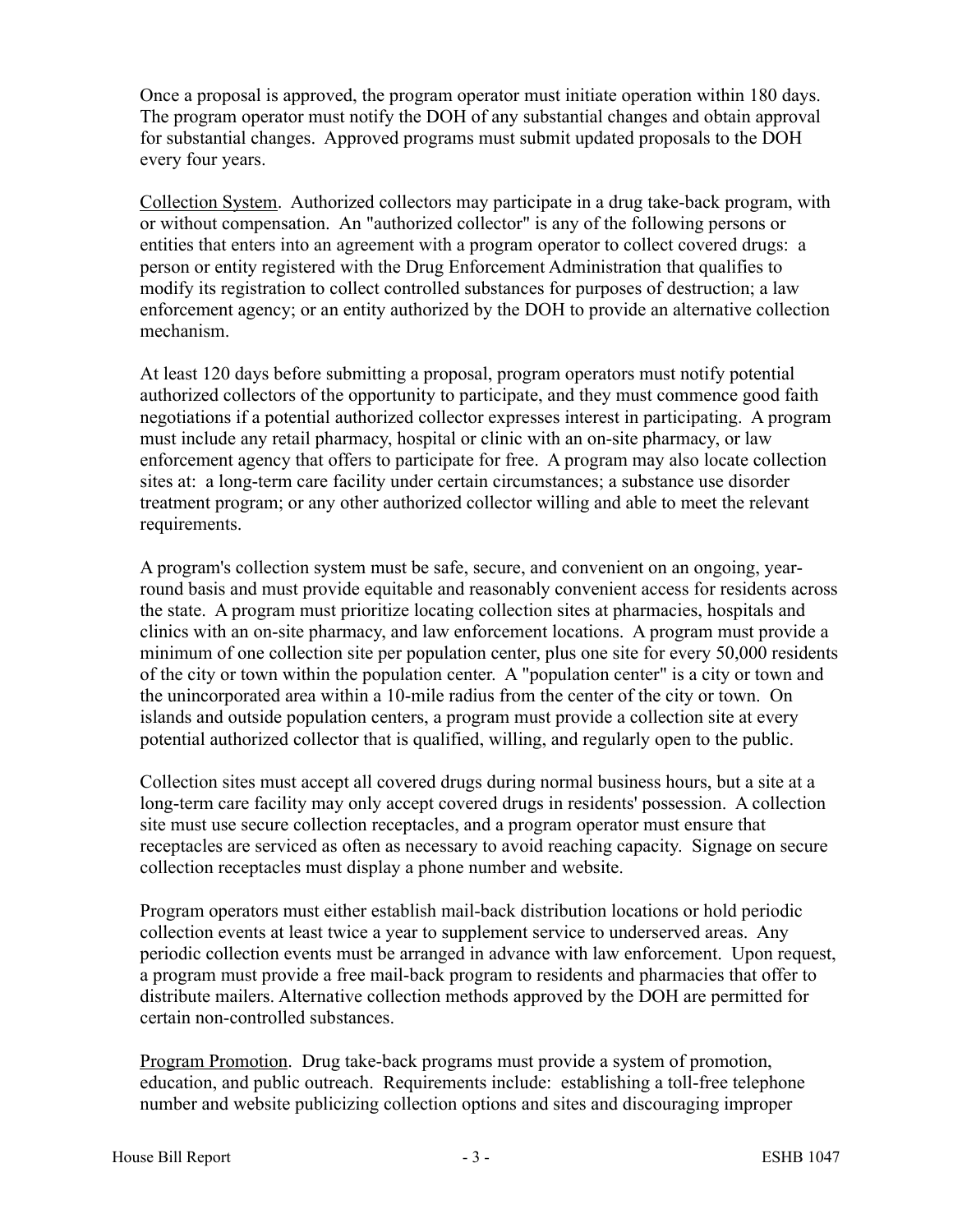Once a proposal is approved, the program operator must initiate operation within 180 days. The program operator must notify the DOH of any substantial changes and obtain approval for substantial changes. Approved programs must submit updated proposals to the DOH every four years.

Collection System. Authorized collectors may participate in a drug take-back program, with or without compensation. An "authorized collector" is any of the following persons or entities that enters into an agreement with a program operator to collect covered drugs: a person or entity registered with the Drug Enforcement Administration that qualifies to modify its registration to collect controlled substances for purposes of destruction; a law enforcement agency; or an entity authorized by the DOH to provide an alternative collection mechanism.

At least 120 days before submitting a proposal, program operators must notify potential authorized collectors of the opportunity to participate, and they must commence good faith negotiations if a potential authorized collector expresses interest in participating. A program must include any retail pharmacy, hospital or clinic with an on-site pharmacy, or law enforcement agency that offers to participate for free. A program may also locate collection sites at: a long-term care facility under certain circumstances; a substance use disorder treatment program; or any other authorized collector willing and able to meet the relevant requirements.

A program's collection system must be safe, secure, and convenient on an ongoing, year-round basis and must provide equitable and reasonably convenient access for residents across the state. A program must prioritize locating collection sites at pharmacies, hospitals and clinics with an on-site pharmacy, and law enforcement locations. A program must provide a minimum of one collection site per population center, plus one site for every 50,000 residents of the city or town within the population center. A "population center" is a city or town and the unincorporated area within a 10-mile radius from the center of the city or town. On islands and outside population centers, a program must provide a collection site at every potential authorized collector that is qualified, willing, and regularly open to the public.

Collection sites must accept all covered drugs during normal business hours, but a site at a long-term care facility may only accept covered drugs in residents' possession. A collection site must use secure collection receptacles, and a program operator must ensure that receptacles are serviced as often as necessary to avoid reaching capacity. Signage on secure collection receptacles must display a phone number and website.

Program operators must either establish mail-back distribution locations or hold periodic collection events at least twice a year to supplement service to underserved areas. Any periodic collection events must be arranged in advance with law enforcement. Upon request, a program must provide a free mail-back program to residents and pharmacies that offer to distribute mailers. Alternative collection methods approved by the DOH are permitted for certain non-controlled substances.

Program Promotion. Drug take-back programs must provide a system of promotion, education, and public outreach. Requirements include: establishing a toll-free telephone number and website publicizing collection options and sites and discouraging improper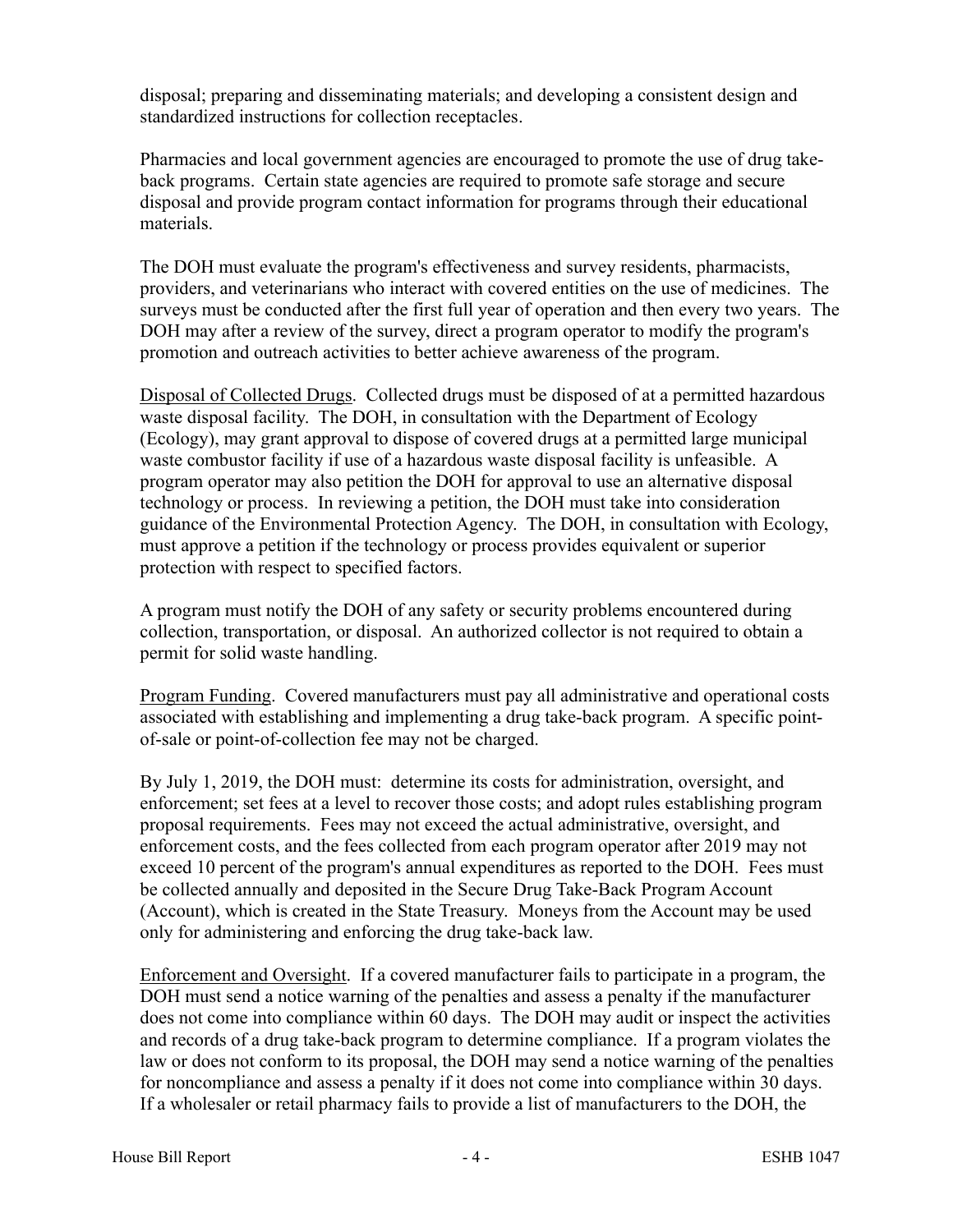disposal; preparing and disseminating materials; and developing a consistent design and standardized instructions for collection receptacles.

Pharmacies and local government agencies are encouraged to promote the use of drug take-back programs. Certain state agencies are required to promote safe storage and secure disposal and provide program contact information for programs through their educational materials.

The DOH must evaluate the program's effectiveness and survey residents, pharmacists, providers, and veterinarians who interact with covered entities on the use of medicines. The surveys must be conducted after the first full year of operation and then every two years. The DOH may after a review of the survey, direct a program operator to modify the program's promotion and outreach activities to better achieve awareness of the program.

Disposal of Collected Drugs. Collected drugs must be disposed of at a permitted hazardous waste disposal facility. The DOH, in consultation with the Department of Ecology (Ecology), may grant approval to dispose of covered drugs at a permitted large municipal waste combustor facility if use of a hazardous waste disposal facility is unfeasible. A program operator may also petition the DOH for approval to use an alternative disposal technology or process. In reviewing a petition, the DOH must take into consideration guidance of the Environmental Protection Agency. The DOH, in consultation with Ecology, must approve a petition if the technology or process provides equivalent or superior protection with respect to specified factors.

A program must notify the DOH of any safety or security problems encountered during collection, transportation, or disposal. An authorized collector is not required to obtain a permit for solid waste handling.

Program Funding. Covered manufacturers must pay all administrative and operational costs associated with establishing and implementing a drug take-back program. A specific point-of-sale or point-of-collection fee may not be charged.

By July 1, 2019, the DOH must: determine its costs for administration, oversight, and enforcement; set fees at a level to recover those costs; and adopt rules establishing program proposal requirements. Fees may not exceed the actual administrative, oversight, and enforcement costs, and the fees collected from each program operator after 2019 may not exceed 10 percent of the program's annual expenditures as reported to the DOH. Fees must be collected annually and deposited in the Secure Drug Take-Back Program Account (Account), which is created in the State Treasury. Moneys from the Account may be used only for administering and enforcing the drug take-back law.

Enforcement and Oversight. If a covered manufacturer fails to participate in a program, the DOH must send a notice warning of the penalties and assess a penalty if the manufacturer does not come into compliance within 60 days. The DOH may audit or inspect the activities and records of a drug take-back program to determine compliance. If a program violates the law or does not conform to its proposal, the DOH may send a notice warning of the penalties for noncompliance and assess a penalty if it does not come into compliance within 30 days. If a wholesaler or retail pharmacy fails to provide a list of manufacturers to the DOH, the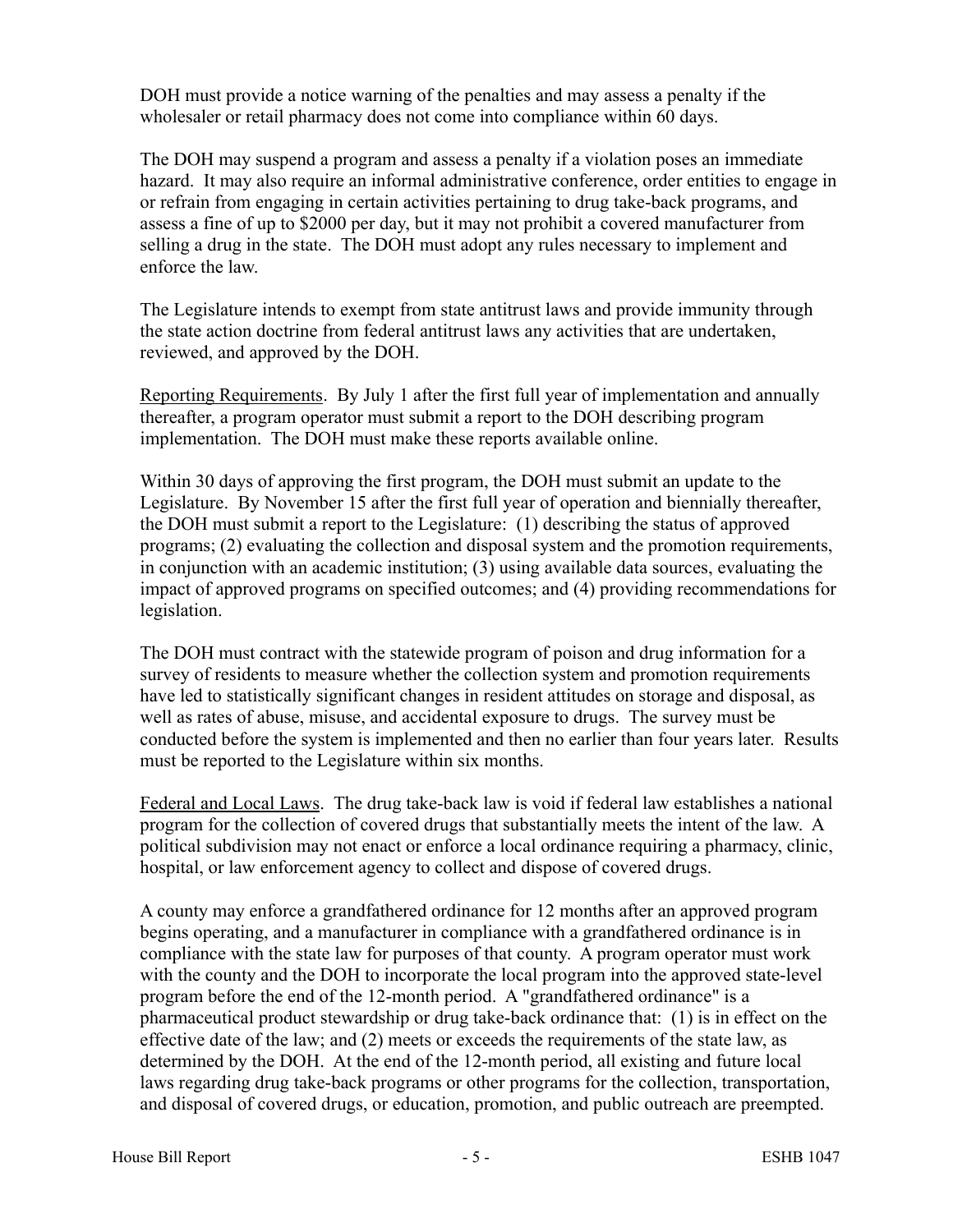DOH must provide a notice warning of the penalties and may assess a penalty if the wholesaler or retail pharmacy does not come into compliance within 60 days.

The DOH may suspend a program and assess a penalty if a violation poses an immediate hazard. It may also require an informal administrative conference, order entities to engage in or refrain from engaging in certain activities pertaining to drug take-back programs, and assess a fine of up to $2000 per day, but it may not prohibit a covered manufacturer from selling a drug in the state. The DOH must adopt any rules necessary to implement and enforce the law.

The Legislature intends to exempt from state antitrust laws and provide immunity through the state action doctrine from federal antitrust laws any activities that are undertaken, reviewed, and approved by the DOH.

<u>Reporting Requirements</u>. By July 1 after the first full year of implementation and annually thereafter, a program operator must submit a report to the DOH describing program implementation. The DOH must make these reports available online.

Within 30 days of approving the first program, the DOH must submit an update to the Legislature. By November 15 after the first full year of operation and biennially thereafter, the DOH must submit a report to the Legislature: (1) describing the status of approved programs; (2) evaluating the collection and disposal system and the promotion requirements, in conjunction with an academic institution; (3) using available data sources, evaluating the impact of approved programs on specified outcomes; and (4) providing recommendations for legislation.

The DOH must contract with the statewide program of poison and drug information for a survey of residents to measure whether the collection system and promotion requirements have led to statistically significant changes in resident attitudes on storage and disposal, as well as rates of abuse, misuse, and accidental exposure to drugs. The survey must be conducted before the system is implemented and then no earlier than four years later. Results must be reported to the Legislature within six months.

<u>Federal and Local Laws</u>. The drug take-back law is void if federal law establishes a national program for the collection of covered drugs that substantially meets the intent of the law. A political subdivision may not enact or enforce a local ordinance requiring a pharmacy, clinic, hospital, or law enforcement agency to collect and dispose of covered drugs.

A county may enforce a grandfathered ordinance for 12 months after an approved program begins operating, and a manufacturer in compliance with a grandfathered ordinance is in compliance with the state law for purposes of that county. A program operator must work with the county and the DOH to incorporate the local program into the approved state-level program before the end of the 12-month period. A "grandfathered ordinance" is a pharmaceutical product stewardship or drug take-back ordinance that: (1) is in effect on the effective date of the law; and (2) meets or exceeds the requirements of the state law, as determined by the DOH. At the end of the 12-month period, all existing and future local laws regarding drug take-back programs or other programs for the collection, transportation, and disposal of covered drugs, or education, promotion, and public outreach are preempted.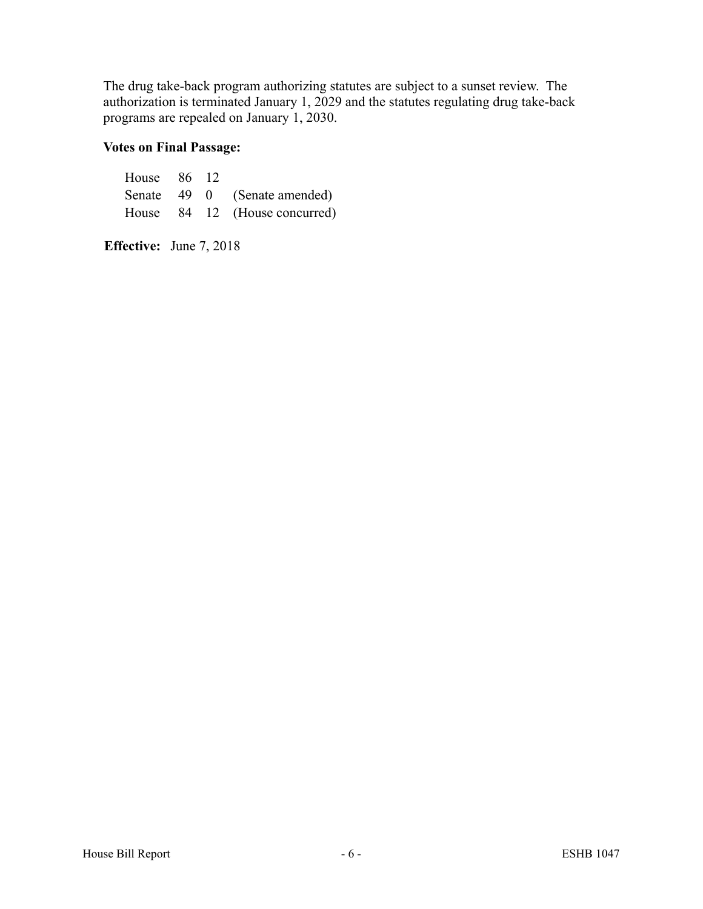The drug take-back program authorizing statutes are subject to a sunset review. The authorization is terminated January 1, 2029 and the statutes regulating drug take-back programs are repealed on January 1, 2030.

**Votes on Final Passage:**

| | | | |
|---|---|---|---|
| House | 86 | 12 | |
| Senate | 49 | 0 | (Senate amended) |
| House | 84 | 12 | (House concurred) |

**Effective:** June 7, 2018